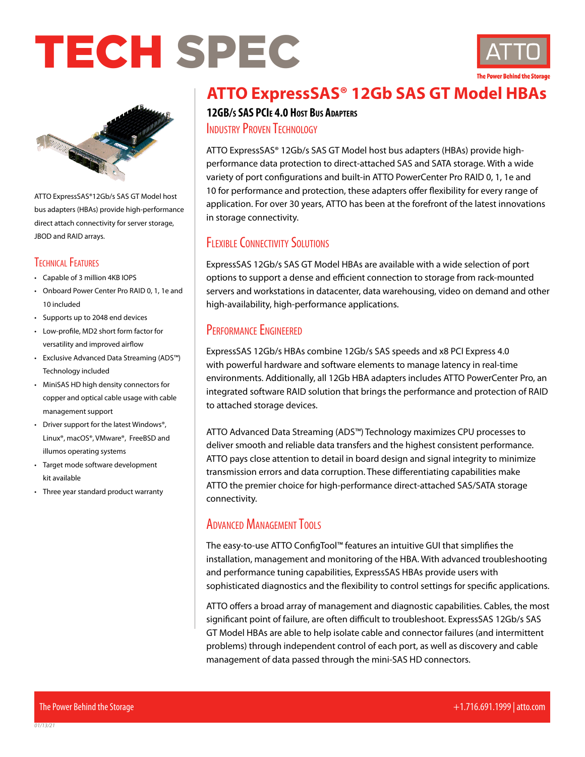# TECH SPEC

# ATTO ExpressSAS® 12Gb SAS GT Model HBAs

### 12Gb/s SAS PCIe 4.0 Host Bus Adapters

## Industry Proven Technology

ATTO ExpressSAS® 12Gb/s SAS GT Model host bus adapters (HBAs) provide high-performance data protection to direct-attached SAS and SATA storage. With a wide variety of port configurations and built-in ATTO PowerCenter Pro RAID 0, 1, 1e and 10 for performance and protection, these adapters offer flexibility for every range of application. For over 30 years, ATTO has been at the forefront of the latest innovations in storage connectivity.

## Flexible Connectivity Solutions

ExpressSAS 12Gb/s SAS GT Model HBAs are available with a wide selection of port options to support a dense and efficient connection to storage from rack-mounted servers and workstations in datacenter, data warehousing, video on demand and other high-availability, high-performance applications.

## Performance Engineered

ExpressSAS 12Gb/s HBAs combine 12Gb/s SAS speeds and x8 PCI Express 4.0 with powerful hardware and software elements to manage latency in real-time environments. Additionally, all 12Gb HBA adapters includes ATTO PowerCenter Pro, an integrated software RAID solution that brings the performance and protection of RAID to attached storage devices.

ATTO Advanced Data Streaming (ADS™) Technology maximizes CPU processes to deliver smooth and reliable data transfers and the highest consistent performance. ATTO pays close attention to detail in board design and signal integrity to minimize transmission errors and data corruption. These differentiating capabilities make ATTO the premier choice for high-performance direct-attached SAS/SATA storage connectivity.

## Advanced Management Tools

The easy-to-use ATTO ConfigTool™ features an intuitive GUI that simplifies the installation, management and monitoring of the HBA. With advanced troubleshooting and performance tuning capabilities, ExpressSAS HBAs provide users with sophisticated diagnostics and the flexibility to control settings for specific applications.

ATTO offers a broad array of management and diagnostic capabilities. Cables, the most significant point of failure, are often difficult to troubleshoot. ExpressSAS 12Gb/s SAS GT Model HBAs are able to help isolate cable and connector failures (and intermittent problems) through independent control of each port, as well as discovery and cable management of data passed through the mini-SAS HD connectors.

---

ATTO ExpressSAS®12Gb/s SAS GT Model host bus adapters (HBAs) provide high-performance direct attach connectivity for server storage, JBOD and RAID arrays.

## Technical Features

- Capable of 3 million 4KB IOPS
- Onboard Power Center Pro RAID 0, 1, 1e and 10 included
- Supports up to 2048 end devices
- Low-profile, MD2 short form factor for versatility and improved airflow
- Exclusive Advanced Data Streaming (ADS™) Technology included
- MiniSAS HD high density connectors for copper and optical cable usage with cable management support
- Driver support for the latest Windows®, Linux®, macOS®, VMware®, FreeBSD and illumos operating systems
- Target mode software development kit available
- Three year standard product warranty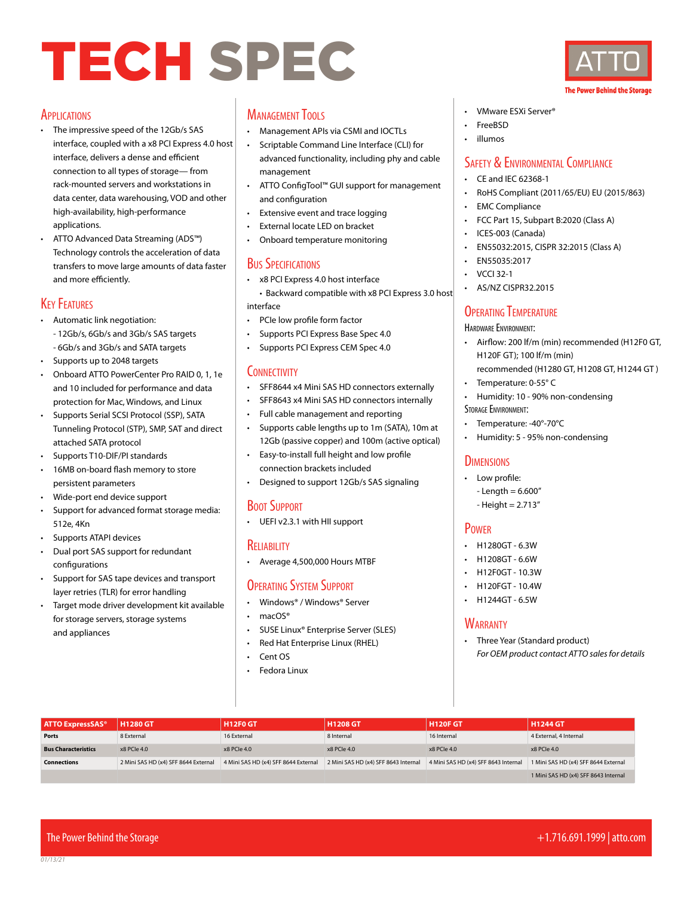# TECH SPEC

ATTO
The Power Behind the Storage

## Applications

- The impressive speed of the 12Gb/s SAS interface, coupled with a x8 PCI Express 4.0 host interface, delivers a dense and efficient connection to all types of storage— from rack-mounted servers and workstations in data center, data warehousing, VOD and other high-availability, high-performance applications.
- ATTO Advanced Data Streaming (ADS™) Technology controls the acceleration of data transfers to move large amounts of data faster and more efficiently.

## Key Features

- Automatic link negotiation:
  - 12Gb/s, 6Gb/s and 3Gb/s SAS targets
  - 6Gb/s and 3Gb/s and SATA targets
- Supports up to 2048 targets
- Onboard ATTO PowerCenter Pro RAID 0, 1, 1e and 10 included for performance and data protection for Mac, Windows, and Linux
- Supports Serial SCSI Protocol (SSP), SATA Tunneling Protocol (STP), SMP, SAT and direct attached SATA protocol
- Supports T10-DIF/PI standards
- 16MB on-board flash memory to store persistent parameters
- Wide-port end device support
- Support for advanced format storage media: 512e, 4Kn
- Supports ATAPI devices
- Dual port SAS support for redundant configurations
- Support for SAS tape devices and transport layer retries (TLR) for error handling
- Target mode driver development kit available for storage servers, storage systems and appliances

## Management Tools

- Management APIs via CSMI and IOCTLs
- Scriptable Command Line Interface (CLI) for advanced functionality, including phy and cable management
- ATTO ConfigTool™ GUI support for management and configuration
- Extensive event and trace logging
- External locate LED on bracket
- Onboard temperature monitoring

## Bus Specifications

- x8 PCI Express 4.0 host interface
  - Backward compatible with x8 PCI Express 3.0 host interface
- PCIe low profile form factor
- Supports PCI Express Base Spec 4.0
- Supports PCI Express CEM Spec 4.0

## Connectivity

- SFF8644 x4 Mini SAS HD connectors externally
- SFF8643 x4 Mini SAS HD connectors internally
- Full cable management and reporting
- Supports cable lengths up to 1m (SATA), 10m at 12Gb (passive copper) and 100m (active optical)
- Easy-to-install full height and low profile connection brackets included
- Designed to support 12Gb/s SAS signaling

## Boot Support

- UEFI v2.3.1 with HII support

## Reliability

- Average 4,500,000 Hours MTBF

## Operating System Support

- Windows® / Windows® Server
- macOS®
- SUSE Linux® Enterprise Server (SLES)
- Red Hat Enterprise Linux (RHEL)
- Cent OS
- Fedora Linux
- VMware ESXi Server®
- FreeBSD
- illumos

## Safety & Environmental Compliance

- CE and IEC 62368-1
- RoHS Compliant (2011/65/EU) EU (2015/863)
- EMC Compliance
- FCC Part 15, Subpart B:2020 (Class A)
- ICES-003 (Canada)
- EN55032:2015, CISPR 32:2015 (Class A)
- EN55035:2017
- VCCI 32-1
- AS/NZ CISPR32.2015

## Operating Temperature

Hardware Environment:

- Airflow: 200 lf/m (min) recommended (H12F0 GT, H120F GT); 100 lf/m (min) recommended (H1280 GT, H1208 GT, H1244 GT )
- Temperature: 0-55° C
- Humidity: 10 - 90% non-condensing

Storage Environment:

- Temperature: -40°-70°C
- Humidity: 5 - 95% non-condensing

## Dimensions

- Low profile:
  - Length = 6.600"
  - Height = 2.713"

## Power

- H1280GT - 6.3W
- H1208GT - 6.6W
- H12F0GT - 10.3W
- H120FGT - 10.4W
- H1244GT - 6.5W

## Warranty

- Three Year (Standard product)
  *For OEM product contact ATTO sales for details*

| ATTO ExpressSAS® | H1280 GT | H12F0 GT | H1208 GT | H120F GT | H1244 GT |
|---|---|---|---|---|---|
| **Ports** | 8 External | 16 External | 8 Internal | 16 Internal | 4 External, 4 Internal |
| **Bus Characteristics** | x8 PCIe 4.0 | x8 PCIe 4.0 | x8 PCIe 4.0 | x8 PCIe 4.0 | x8 PCIe 4.0 |
| **Connections** | 2 Mini SAS HD (x4) SFF 8644 External | 4 Mini SAS HD (x4) SFF 8644 External | 2 Mini SAS HD (x4) SFF 8643 Internal | 4 Mini SAS HD (x4) SFF 8643 Internal | 1 Mini SAS HD (x4) SFF 8644 External |
| | | | | | 1 Mini SAS HD (x4) SFF 8643 Internal |

The Power Behind the Storage    +1.716.691.1999 | atto.com

01/13/21